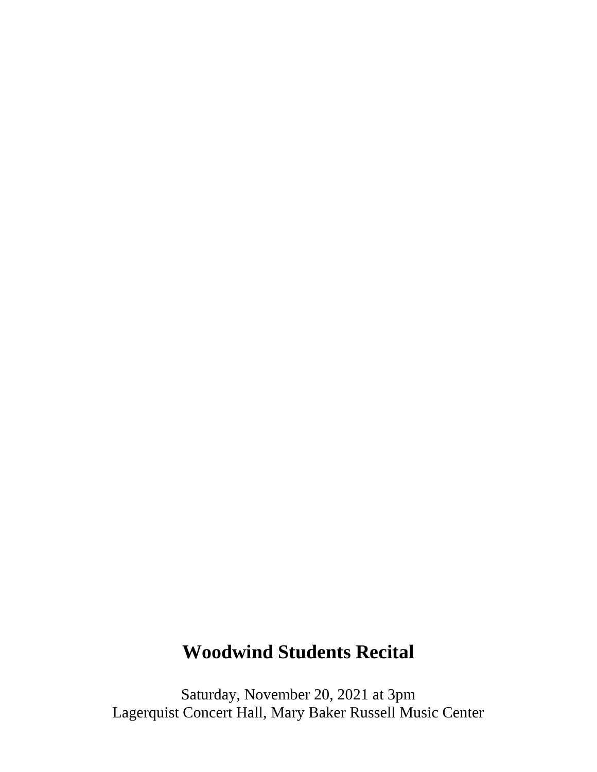# Woodwind Students Recital

Saturday, November 20, 2021 at 3pm
Lagerquist Concert Hall, Mary Baker Russell Music Center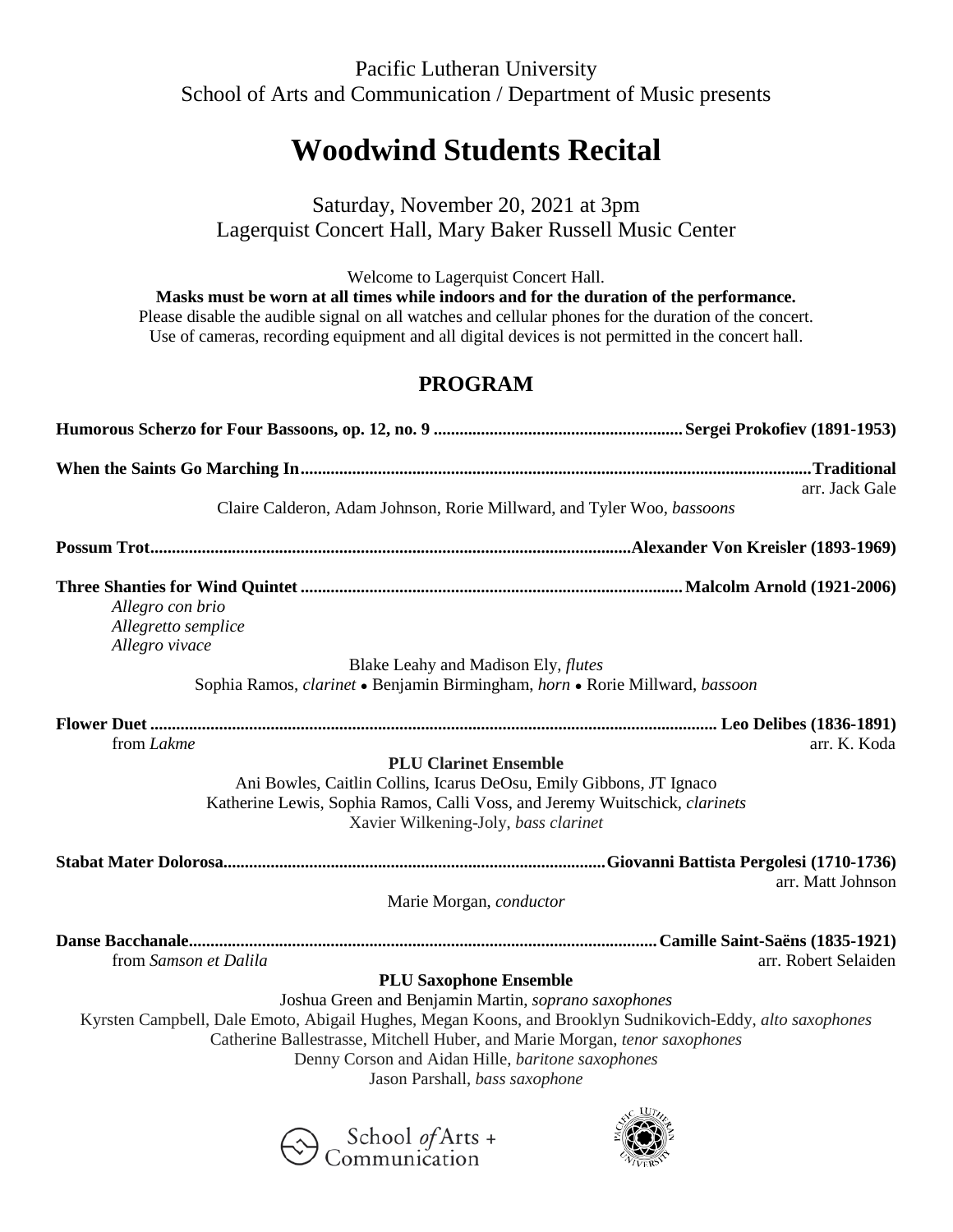Pacific Lutheran University
School of Arts and Communication / Department of Music presents

# Woodwind Students Recital

Saturday, November 20, 2021 at 3pm
Lagerquist Concert Hall, Mary Baker Russell Music Center

Welcome to Lagerquist Concert Hall.
**Masks must be worn at all times while indoors and for the duration of the performance.**
Please disable the audible signal on all watches and cellular phones for the duration of the concert.
Use of cameras, recording equipment and all digital devices is not permitted in the concert hall.

## PROGRAM

**Humorous Scherzo for Four Bassoons, op. 12, no. 9 ........................................................ Sergei Prokofiev (1891-1953)**

**When the Saints Go Marching In........................................................................................................Traditional**
arr. Jack Gale

Claire Calderon, Adam Johnson, Rorie Millward, and Tyler Woo, *bassoons*

**Possum Trot...............................................................................................................Alexander Von Kreisler (1893-1969)**

**Three Shanties for Wind Quintet ........................................................................................ Malcolm Arnold (1921-2006)**

*Allegro con brio*
*Allegretto semplice*
*Allegro vivace*

Blake Leahy and Madison Ely, *flutes*
Sophia Ramos, *clarinet* • Benjamin Birmingham, *horn* • Rorie Millward, *bassoon*

**Flower Duet ............................................................................................................................... Leo Delibes (1836-1891)**
from *Lakme* — arr. K. Koda

**PLU Clarinet Ensemble**
Ani Bowles, Caitlin Collins, Icarus DeOsu, Emily Gibbons, JT Ignaco
Katherine Lewis, Sophia Ramos, Calli Voss, and Jeremy Wuitschick, *clarinets*
Xavier Wilkening-Joly, *bass clarinet*

**Stabat Mater Dolorosa........................................................................................Giovanni Battista Pergolesi (1710-1736)**
arr. Matt Johnson

Marie Morgan, *conductor*

**Danse Bacchanale............................................................................................................Camille Saint-Saëns (1835-1921)**
from *Samson et Dalila* — arr. Robert Selaiden

**PLU Saxophone Ensemble**
Joshua Green and Benjamin Martin, *soprano saxophones*
Kyrsten Campbell, Dale Emoto, Abigail Hughes, Megan Koons, and Brooklyn Sudnikovich-Eddy, *alto saxophones*
Catherine Ballestrasse, Mitchell Huber, and Marie Morgan, *tenor saxophones*
Denny Corson and Aidan Hille, *baritone saxophones*
Jason Parshall, *bass saxophone*

School *of* Arts + Communication